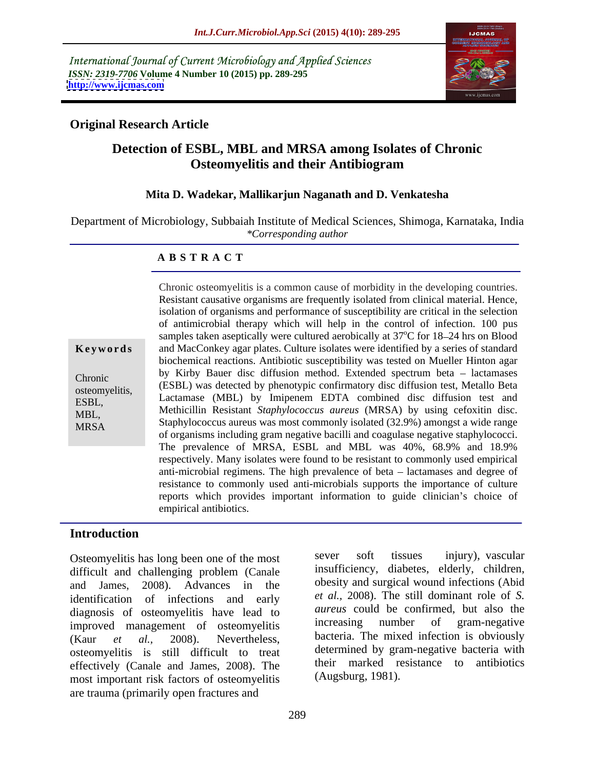International Journal of Current Microbiology and Applied Sciences
*ISSN: 2319-7706* **Volume 4 Number 10 (2015) pp. 289-295**
**http://www.ijcmas.com**

**Original Research Article**

# Detection of ESBL, MBL and MRSA among Isolates of Chronic Osteomyelitis and their Antibiogram

**Mita D. Wadekar, Mallikarjun Naganath and D. Venkatesha**

Department of Microbiology, Subbaiah Institute of Medical Sciences, Shimoga, Karnataka, India
*\*Corresponding author*

## A B S T R A C T

**Keywords**

Chronic osteomyelitis, ESBL, MBL, MRSA

Chronic osteomyelitis is a common cause of morbidity in the developing countries. Resistant causative organisms are frequently isolated from clinical material. Hence, isolation of organisms and performance of susceptibility are critical in the selection of antimicrobial therapy which will help in the control of infection. 100 pus samples taken aseptically were cultured aerobically at $37^oC$ for 18–24 hrs on Blood and MacConkey agar plates. Culture isolates were identified by a series of standard biochemical reactions. Antibiotic susceptibility was tested on Mueller Hinton agar by Kirby Bauer disc diffusion method. Extended spectrum beta – lactamases (ESBL) was detected by phenotypic confirmatory disc diffusion test, Metallo Beta Lactamase (MBL) by Imipenem EDTA combined disc diffusion test and Methicillin Resistant *Staphylococcus aureus* (MRSA) by using cefoxitin disc. Staphylococcus aureus was most commonly isolated (32.9%) amongst a wide range of organisms including gram negative bacilli and coagulase negative staphylococci. The prevalence of MRSA, ESBL and MBL was 40%, 68.9% and 18.9% respectively. Many isolates were found to be resistant to commonly used empirical anti-microbial regimens. The high prevalence of beta – lactamases and degree of resistance to commonly used anti-microbials supports the importance of culture reports which provides important information to guide clinician's choice of empirical antibiotics.

## Introduction

Osteomyelitis has long been one of the most difficult and challenging problem (Canale and James, 2008). Advances in the identification of infections and early diagnosis of osteomyelitis have lead to improved management of osteomyelitis (Kaur *et al.,* 2008). Nevertheless, osteomyelitis is still difficult to treat effectively (Canale and James, 2008). The most important risk factors of osteomyelitis are trauma (primarily open fractures and sever soft tissues injury), vascular insufficiency, diabetes, elderly, children, obesity and surgical wound infections (Abid *et al.,* 2008). The still dominant role of *S. aureus* could be confirmed, but also the increasing number of gram-negative bacteria. The mixed infection is obviously determined by gram-negative bacteria with their marked resistance to antibiotics (Augsburg, 1981).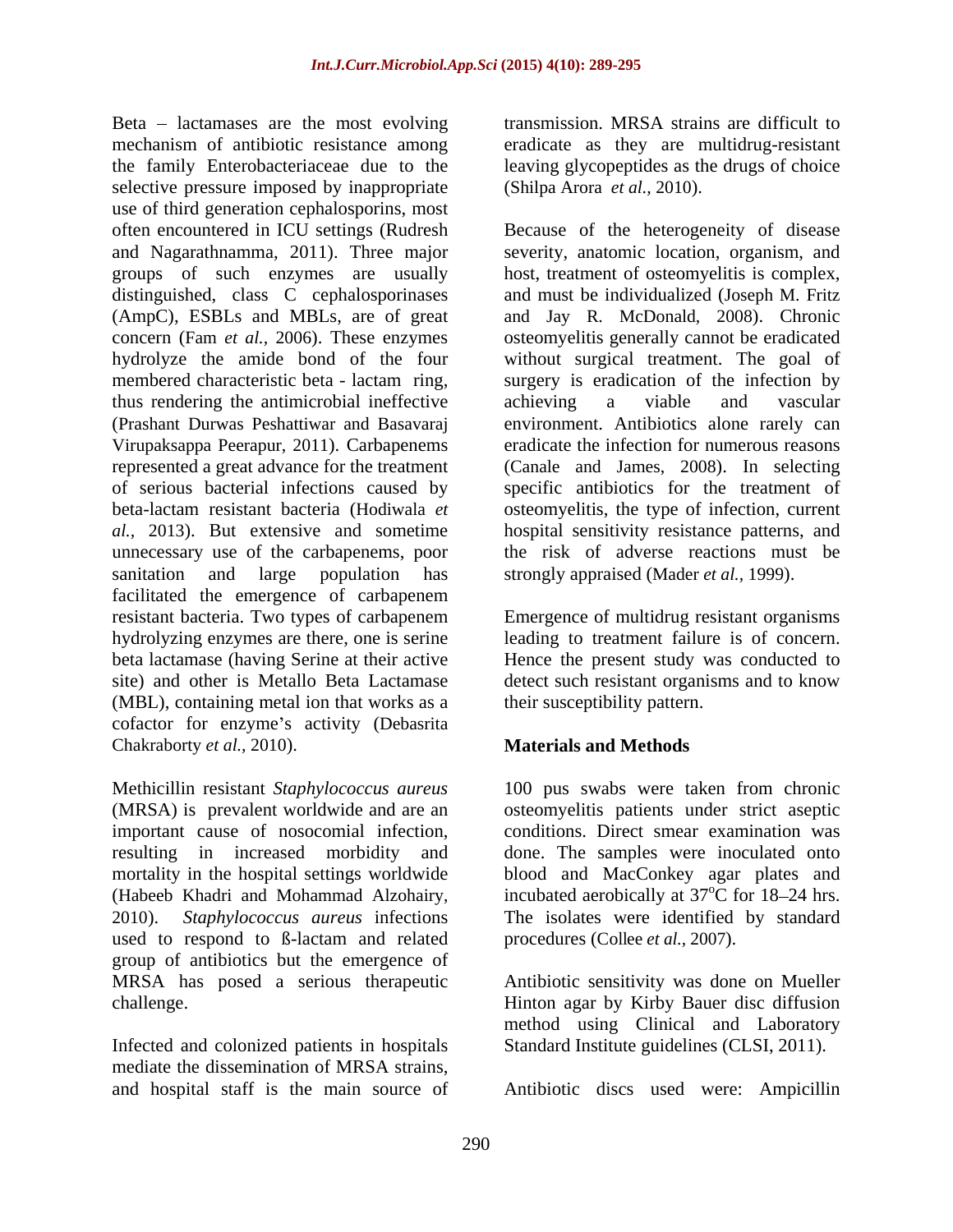Beta – lactamases are the most evolving mechanism of antibiotic resistance among the family Enterobacteriaceae due to the selective pressure imposed by inappropriate use of third generation cephalosporins, most often encountered in ICU settings (Rudresh and Nagarathnamma, 2011). Three major groups of such enzymes are usually distinguished, class C cephalosporinases (AmpC), ESBLs and MBLs, are of great concern (Fam *et al.,* 2006). These enzymes hydrolyze the amide bond of the four membered characteristic beta - lactam ring, thus rendering the antimicrobial ineffective (Prashant Durwas Peshattiwar and Basavaraj Virupaksappa Peerapur, 2011). Carbapenems represented a great advance for the treatment of serious bacterial infections caused by beta-lactam resistant bacteria (Hodiwala *et al.,* 2013). But extensive and sometime unnecessary use of the carbapenems, poor sanitation and large population has facilitated the emergence of carbapenem resistant bacteria. Two types of carbapenem hydrolyzing enzymes are there, one is serine beta lactamase (having Serine at their active site) and other is Metallo Beta Lactamase (MBL), containing metal ion that works as a cofactor for enzyme's activity (Debasrita Chakraborty *et al.,* 2010).

Methicillin resistant *Staphylococcus aureus* (MRSA) is prevalent worldwide and are an important cause of nosocomial infection, resulting in increased morbidity and mortality in the hospital settings worldwide (Habeeb Khadri and Mohammad Alzohairy, 2010). *Staphylococcus aureus* infections used to respond to ß-lactam and related group of antibiotics but the emergence of MRSA has posed a serious therapeutic challenge.

Infected and colonized patients in hospitals mediate the dissemination of MRSA strains, and hospital staff is the main source of transmission. MRSA strains are difficult to eradicate as they are multidrug-resistant leaving glycopeptides as the drugs of choice (Shilpa Arora *et al.,* 2010).

Because of the heterogeneity of disease severity, anatomic location, organism, and host, treatment of osteomyelitis is complex, and must be individualized (Joseph M. Fritz and Jay R. McDonald, 2008). Chronic osteomyelitis generally cannot be eradicated without surgical treatment. The goal of surgery is eradication of the infection by achieving a viable and vascular environment. Antibiotics alone rarely can eradicate the infection for numerous reasons (Canale and James, 2008). In selecting specific antibiotics for the treatment of osteomyelitis, the type of infection, current hospital sensitivity resistance patterns, and the risk of adverse reactions must be strongly appraised (Mader *et al.,* 1999).

Emergence of multidrug resistant organisms leading to treatment failure is of concern. Hence the present study was conducted to detect such resistant organisms and to know their susceptibility pattern.

## Materials and Methods

100 pus swabs were taken from chronic osteomyelitis patients under strict aseptic conditions. Direct smear examination was done. The samples were inoculated onto blood and MacConkey agar plates and incubated aerobically at $37^{o}$C for 18–24 hrs. The isolates were identified by standard procedures (Collee *et al.,* 2007).

Antibiotic sensitivity was done on Mueller Hinton agar by Kirby Bauer disc diffusion method using Clinical and Laboratory Standard Institute guidelines (CLSI, 2011).

Antibiotic discs used were: Ampicillin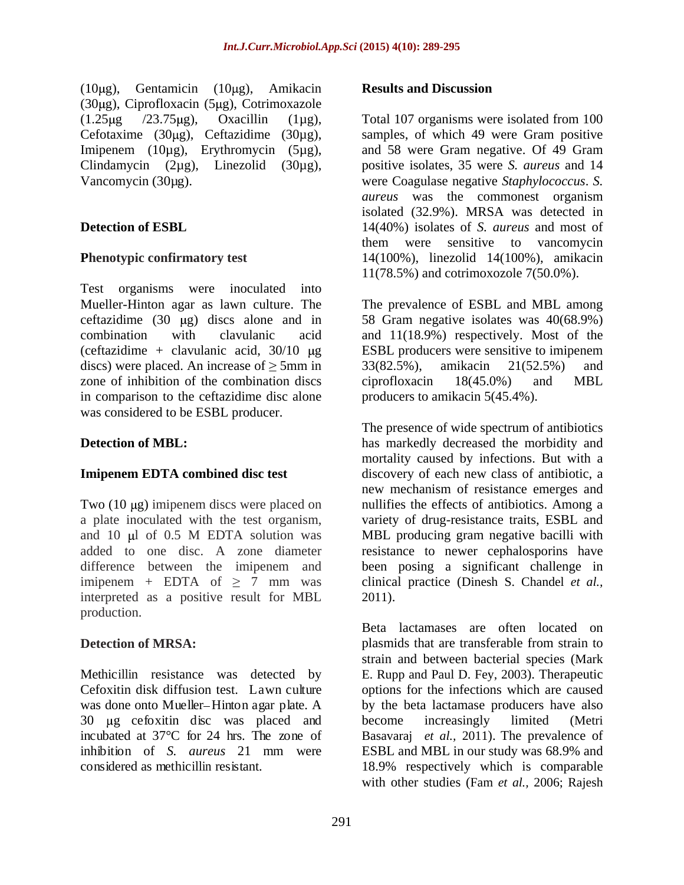(10μg), Gentamicin (10μg), Amikacin (30μg), Ciprofloxacin (5μg), Cotrimoxazole (1.25μg /23.75μg), Oxacillin (1μg), Cefotaxime (30μg), Ceftazidime (30μg), Imipenem (10μg), Erythromycin (5μg), Clindamycin (2μg), Linezolid (30μg), Vancomycin (30μg).

### Detection of ESBL

#### Phenotypic confirmatory test

Test organisms were inoculated into Mueller-Hinton agar as lawn culture. The ceftazidime (30 μg) discs alone and in combination with clavulanic acid (ceftazidime + clavulanic acid, 30/10 μg discs) were placed. An increase of ≥ 5mm in zone of inhibition of the combination discs in comparison to the ceftazidime disc alone was considered to be ESBL producer.

### Detection of MBL:

#### Imipenem EDTA combined disc test

Two (10 μg) imipenem discs were placed on a plate inoculated with the test organism, and 10 μl of 0.5 M EDTA solution was added to one disc. A zone diameter difference between the imipenem and imipenem + EDTA of ≥ 7 mm was interpreted as a positive result for MBL production.

### Detection of MRSA:

Methicillin resistance was detected by Cefoxitin disk diffusion test. Lawn culture was done onto Mueller–Hinton agar plate. A 30 μg cefoxitin disc was placed and incubated at 37°C for 24 hrs. The zone of inhibition of *S. aureus* 21 mm were considered as methicillin resistant.

## Results and Discussion

Total 107 organisms were isolated from 100 samples, of which 49 were Gram positive and 58 were Gram negative. Of 49 Gram positive isolates, 35 were *S. aureus* and 14 were Coagulase negative *Staphylococcus*. *S. aureus* was the commonest organism isolated (32.9%). MRSA was detected in 14(40%) isolates of *S. aureus* and most of them were sensitive to vancomycin 14(100%), linezolid 14(100%), amikacin 11(78.5%) and cotrimoxozole 7(50.0%).

The prevalence of ESBL and MBL among 58 Gram negative isolates was 40(68.9%) and 11(18.9%) respectively. Most of the ESBL producers were sensitive to imipenem 33(82.5%), amikacin 21(52.5%) and ciprofloxacin 18(45.0%) and MBL producers to amikacin 5(45.4%).

The presence of wide spectrum of antibiotics has markedly decreased the morbidity and mortality caused by infections. But with a discovery of each new class of antibiotic, a new mechanism of resistance emerges and nullifies the effects of antibiotics. Among a variety of drug-resistance traits, ESBL and MBL producing gram negative bacilli with resistance to newer cephalosporins have been posing a significant challenge in clinical practice (Dinesh S. Chandel *et al.,* 2011).

Beta lactamases are often located on plasmids that are transferable from strain to strain and between bacterial species (Mark E. Rupp and Paul D. Fey, 2003). Therapeutic options for the infections which are caused by the beta lactamase producers have also become increasingly limited (Metri Basavaraj *et al.,* 2011). The prevalence of ESBL and MBL in our study was 68.9% and 18.9% respectively which is comparable with other studies (Fam *et al.,* 2006; Rajesh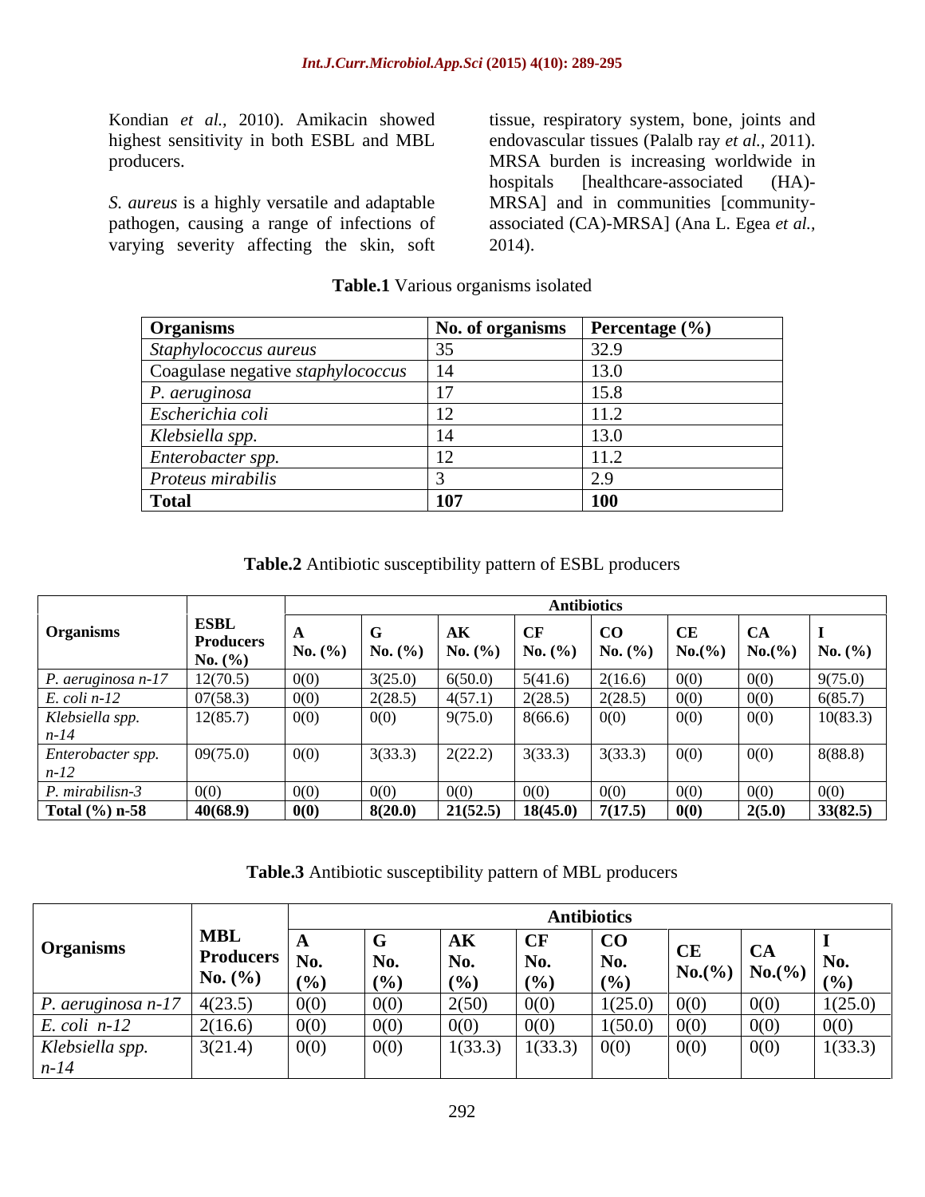Kondian *et al.,* 2010). Amikacin showed highest sensitivity in both ESBL and MBL producers.

*S. aureus* is a highly versatile and adaptable pathogen, causing a range of infections of varying severity affecting the skin, soft tissue, respiratory system, bone, joints and endovascular tissues (Palalb ray *et al.,* 2011). MRSA burden is increasing worldwide in hospitals [healthcare-associated (HA)-MRSA] and in communities [community-associated (CA)-MRSA] (Ana L. Egea *et al.,* 2014).

**Table.1** Various organisms isolated

| Organisms | No. of organisms | Percentage (%) |
|---|---|---|
| *Staphylococcus aureus* | 35 | 32.9 |
| Coagulase negative *staphylococcus* | 14 | 13.0 |
| *P. aeruginosa* | 17 | 15.8 |
| *Escherichia coli* | 12 | 11.2 |
| *Klebsiella spp.* | 14 | 13.0 |
| *Enterobacter spp.* | 12 | 11.2 |
| *Proteus mirabilis* | 3 | 2.9 |
| **Total** | **107** | **100** |

**Table.2** Antibiotic susceptibility pattern of ESBL producers

| Organisms | ESBL Producers No. (%) | Antibiotics | | | | | | | |
|---|---|---|---|---|---|---|---|---|---|
| | | A No. (%) | G No. (%) | AK No. (%) | CF No. (%) | CO No. (%) | CE No.(%) | CA No.(%) | I No. (%) |
| *P. aeruginosa n-17* | 12(70.5) | 0(0) | 3(25.0) | 6(50.0) | 5(41.6) | 2(16.6) | 0(0) | 0(0) | 9(75.0) |
| *E. coli n-12* | 07(58.3) | 0(0) | 2(28.5) | 4(57.1) | 2(28.5) | 2(28.5) | 0(0) | 0(0) | 6(85.7) |
| *Klebsiella spp. n-14* | 12(85.7) | 0(0) | 0(0) | 9(75.0) | 8(66.6) | 0(0) | 0(0) | 0(0) | 10(83.3) |
| *Enterobacter spp. n-12* | 09(75.0) | 0(0) | 3(33.3) | 2(22.2) | 3(33.3) | 3(33.3) | 0(0) | 0(0) | 8(88.8) |
| *P. mirabilisn-3* | 0(0) | 0(0) | 0(0) | 0(0) | 0(0) | 0(0) | 0(0) | 0(0) | 0(0) |
| **Total (%) n-58** | **40(68.9)** | **0(0)** | **8(20.0)** | **21(52.5)** | **18(45.0)** | **7(17.5)** | **0(0)** | **2(5.0)** | **33(82.5)** |

**Table.3** Antibiotic susceptibility pattern of MBL producers

| Organisms | MBL Producers No. (%) | Antibiotics | | | | | | | |
|---|---|---|---|---|---|---|---|---|---|
| | | A No. (%) | G No. (%) | AK No. (%) | CF No. (%) | CO No. (%) | CE No.(%) | CA No.(%) | I No. (%) |
| *P. aeruginosa n-17* | 4(23.5) | 0(0) | 0(0) | 2(50) | 0(0) | 1(25.0) | 0(0) | 0(0) | 1(25.0) |
| *E. coli n-12* | 2(16.6) | 0(0) | 0(0) | 0(0) | 0(0) | 1(50.0) | 0(0) | 0(0) | 0(0) |
| *Klebsiella spp. n-14* | 3(21.4) | 0(0) | 0(0) | 1(33.3) | 1(33.3) | 0(0) | 0(0) | 0(0) | 1(33.3) |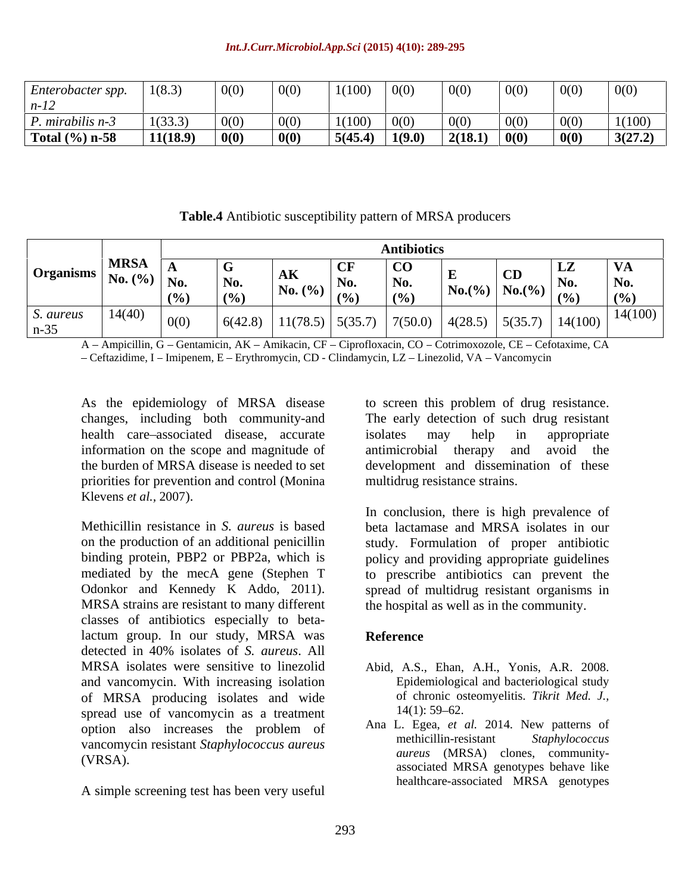| Enterobacter spp. n-12 | 1(8.3) | 0(0) | 0(0) | 1(100) | 0(0) | 0(0) | 0(0) | 0(0) | 0(0) |
|---|---|---|---|---|---|---|---|---|---|
| P. mirabilis n-3 | 1(33.3) | 0(0) | 0(0) | 1(100) | 0(0) | 0(0) | 0(0) | 0(0) | 1(100) |
| **Total (%) n-58** | **11(18.9)** | **0(0)** | **0(0)** | **5(45.4)** | **1(9.0)** | **2(18.1)** | **0(0)** | **0(0)** | **3(27.2)** |

**Table.4** Antibiotic susceptibility pattern of MRSA producers

| Organisms | MRSA No. (%) | Antibiotics | | | | | | | | |
|---|---|---|---|---|---|---|---|---|---|---|
| | | A No. (%) | G No. (%) | AK No. (%) | CF No. (%) | CO No. (%) | E No.(%) | CD No.(%) | LZ No. (%) | VA No. (%) |
| S. aureus n-35 | 14(40) | 0(0) | 6(42.8) | 11(78.5) | 5(35.7) | 7(50.0) | 4(28.5) | 5(35.7) | 14(100) | 14(100) |

A – Ampicillin, G – Gentamicin, AK – Amikacin, CF – Ciprofloxacin, CO – Cotrimoxozole, CE – Cefotaxime, CA – Ceftazidime, I – Imipenem, E – Erythromycin, CD - Clindamycin, LZ – Linezolid, VA – Vancomycin

As the epidemiology of MRSA disease changes, including both community-and health care–associated disease, accurate information on the scope and magnitude of the burden of MRSA disease is needed to set priorities for prevention and control (Monina Klevens *et al.,* 2007).

Methicillin resistance in *S. aureus* is based on the production of an additional penicillin binding protein, PBP2 or PBP2a, which is mediated by the mecA gene (Stephen T Odonkor and Kennedy K Addo, 2011). MRSA strains are resistant to many different classes of antibiotics especially to beta-lactum group. In our study, MRSA was detected in 40% isolates of *S. aureus*. All MRSA isolates were sensitive to linezolid and vancomycin. With increasing isolation of MRSA producing isolates and wide spread use of vancomycin as a treatment option also increases the problem of vancomycin resistant *Staphylococcus aureus* (VRSA).

A simple screening test has been very useful to screen this problem of drug resistance. The early detection of such drug resistant isolates may help in appropriate antimicrobial therapy and avoid the development and dissemination of these multidrug resistance strains.

In conclusion, there is high prevalence of beta lactamase and MRSA isolates in our study. Formulation of proper antibiotic policy and providing appropriate guidelines to prescribe antibiotics can prevent the spread of multidrug resistant organisms in the hospital as well as in the community.

## Reference

Abid, A.S., Ehan, A.H., Yonis, A.R. 2008. Epidemiological and bacteriological study of chronic osteomyelitis. *Tikrit Med. J.,* 14(1): 59–62.

Ana L. Egea, *et al.* 2014. New patterns of methicillin-resistant *Staphylococcus aureus* (MRSA) clones, community-associated MRSA genotypes behave like healthcare-associated MRSA genotypes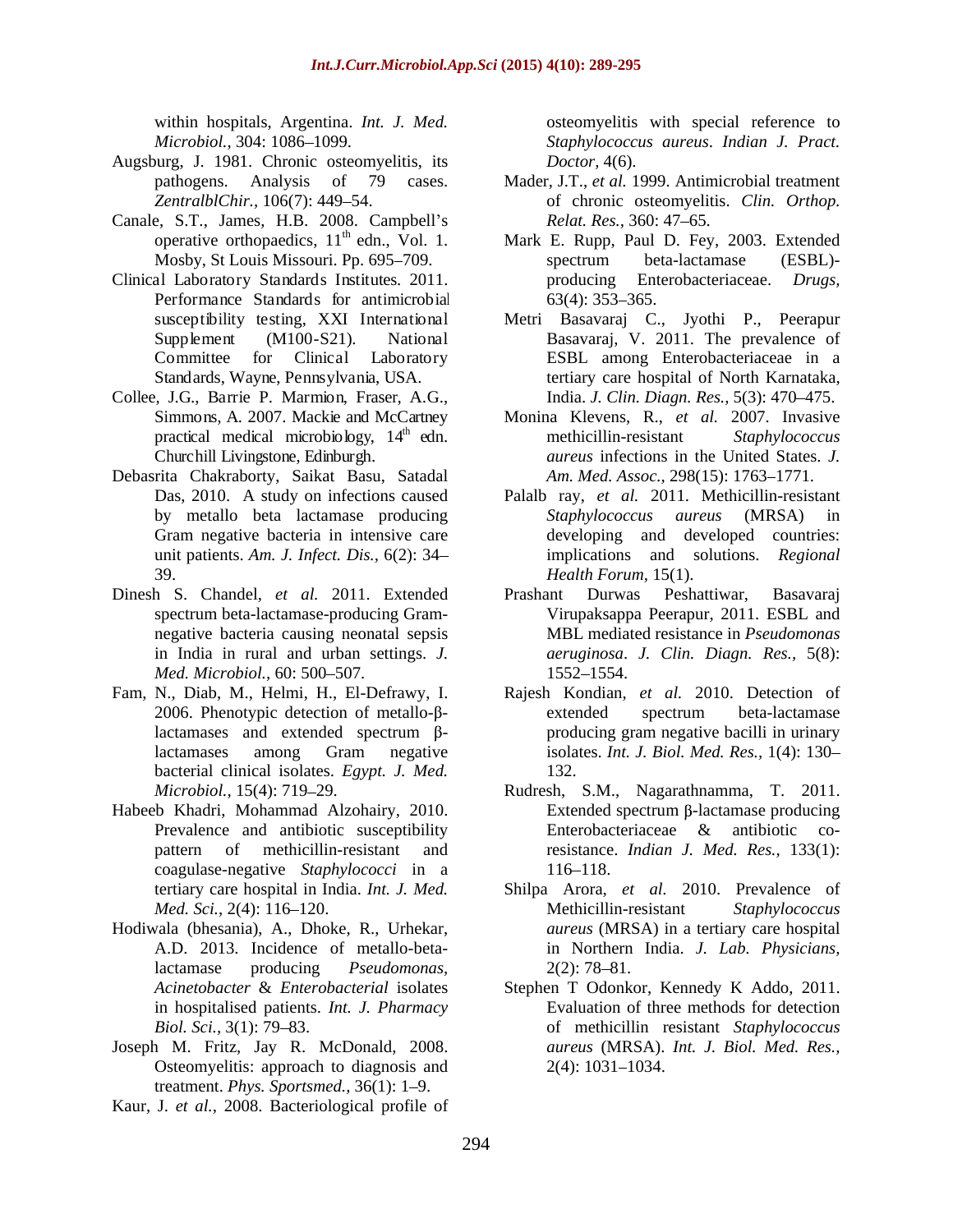within hospitals, Argentina. *Int. J. Med. Microbiol.,* 304: 1086–1099.

Augsburg, J. 1981. Chronic osteomyelitis, its pathogens. Analysis of 79 cases. *ZentralblChir.,* 106(7): 449–54.

Canale, S.T., James, H.B. 2008. Campbell's operative orthopaedics, 11th edn., Vol. 1. Mosby, St Louis Missouri. Pp. 695–709.

Clinical Laboratory Standards Institutes. 2011. Performance Standards for antimicrobial susceptibility testing, XXI International Supplement (M100-S21). National Committee for Clinical Laboratory Standards, Wayne, Pennsylvania, USA.

Collee, J.G., Barrie P. Marmion, Fraser, A.G., Simmons, A. 2007. Mackie and McCartney practical medical microbiology, 14th edn. Churchill Livingstone, Edinburgh.

Debasrita Chakraborty, Saikat Basu, Satadal Das, 2010. A study on infections caused by metallo beta lactamase producing Gram negative bacteria in intensive care unit patients. *Am. J. Infect. Dis.,* 6(2): 34–39.

Dinesh S. Chandel, *et al.* 2011. Extended spectrum beta-lactamase-producing Gram-negative bacteria causing neonatal sepsis in India in rural and urban settings. *J. Med. Microbiol.,* 60: 500–507.

Fam, N., Diab, M., Helmi, H., El-Defrawy, I. 2006. Phenotypic detection of metallo-β-lactamases and extended spectrum β-lactamases among Gram negative bacterial clinical isolates. *Egypt. J. Med. Microbiol.,* 15(4): 719–29.

Habeeb Khadri, Mohammad Alzohairy, 2010. Prevalence and antibiotic susceptibility pattern of methicillin-resistant and coagulase-negative *Staphylococci* in a tertiary care hospital in India. *Int. J. Med. Med. Sci.,* 2(4): 116–120.

Hodiwala (bhesania), A., Dhoke, R., Urhekar, A.D. 2013. Incidence of metallo-beta-lactamase producing *Pseudomonas, Acinetobacter* & *Enterobacterial* isolates in hospitalised patients. *Int. J. Pharmacy Biol. Sci.,* 3(1): 79–83.

Joseph M. Fritz, Jay R. McDonald, 2008. Osteomyelitis: approach to diagnosis and treatment. *Phys. Sportsmed.,* 36(1): 1–9.

Kaur, J. *et al.,* 2008. Bacteriological profile of osteomyelitis with special reference to *Staphylococcus aureus*. *Indian J. Pract. Doctor,* 4(6).

Mader, J.T., *et al.* 1999. Antimicrobial treatment of chronic osteomyelitis. *Clin. Orthop. Relat. Res.,* 360: 47–65.

Mark E. Rupp, Paul D. Fey, 2003. Extended spectrum beta-lactamase (ESBL)-producing Enterobacteriaceae. *Drugs,* 63(4): 353–365.

Metri Basavaraj C., Jyothi P., Peerapur Basavaraj, V. 2011. The prevalence of ESBL among Enterobacteriaceae in a tertiary care hospital of North Karnataka, India. *J. Clin. Diagn. Res.,* 5(3): 470–475.

Monina Klevens, R., *et al.* 2007. Invasive methicillin-resistant *Staphylococcus aureus* infections in the United States. *J. Am. Med. Assoc.,* 298(15): 1763–1771.

Palalb ray, *et al.* 2011. Methicillin-resistant *Staphylococcus aureus* (MRSA) in developing and developed countries: implications and solutions. *Regional Health Forum,* 15(1).

Prashant Durwas Peshattiwar, Basavaraj Virupaksappa Peerapur, 2011. ESBL and MBL mediated resistance in *Pseudomonas aeruginosa*. *J. Clin. Diagn. Res.,* 5(8): 1552–1554.

Rajesh Kondian, *et al.* 2010. Detection of extended spectrum beta-lactamase producing gram negative bacilli in urinary isolates. *Int. J. Biol. Med. Res.,* 1(4): 130–132.

Rudresh, S.M., Nagarathnamma, T. 2011. Extended spectrum β-lactamase producing Enterobacteriaceae & antibiotic co-resistance. *Indian J. Med. Res.,* 133(1): 116–118.

Shilpa Arora, *et al.* 2010. Prevalence of Methicillin-resistant *Staphylococcus aureus* (MRSA) in a tertiary care hospital in Northern India. *J. Lab. Physicians,* 2(2): 78–81.

Stephen T Odonkor, Kennedy K Addo, 2011. Evaluation of three methods for detection of methicillin resistant *Staphylococcus aureus* (MRSA). *Int. J. Biol. Med. Res.,* 2(4): 1031–1034.